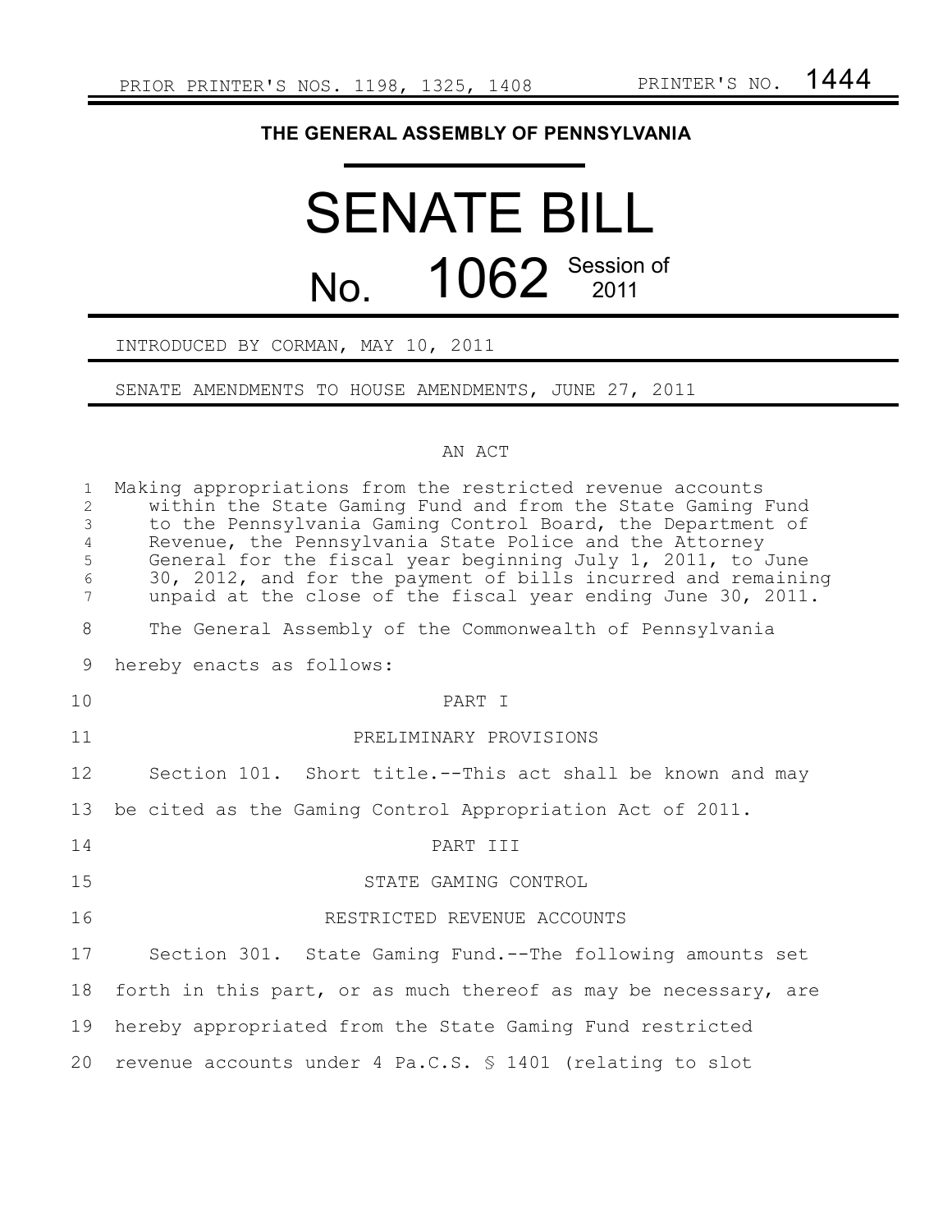PRIOR PRINTER'S NOS. 1198, 1325, 1408 PRINTER'S NO. 1444

# THE GENERAL ASSEMBLY OF PENNSYLVANIA

# SENATE BILL

# No. 1062 Session of 2011

INTRODUCED BY CORMAN, MAY 10, 2011

SENATE AMENDMENTS TO HOUSE AMENDMENTS, JUNE 27, 2011

AN ACT

Making appropriations from the restricted revenue accounts within the State Gaming Fund and from the State Gaming Fund to the Pennsylvania Gaming Control Board, the Department of Revenue, the Pennsylvania State Police and the Attorney General for the fiscal year beginning July 1, 2011, to June 30, 2012, and for the payment of bills incurred and remaining unpaid at the close of the fiscal year ending June 30, 2011.

The General Assembly of the Commonwealth of Pennsylvania hereby enacts as follows:

PART I

PRELIMINARY PROVISIONS

Section 101. Short title.--This act shall be known and may be cited as the Gaming Control Appropriation Act of 2011.

PART III

STATE GAMING CONTROL

RESTRICTED REVENUE ACCOUNTS

Section 301. State Gaming Fund.--The following amounts set forth in this part, or as much thereof as may be necessary, are hereby appropriated from the State Gaming Fund restricted revenue accounts under 4 Pa.C.S. § 1401 (relating to slot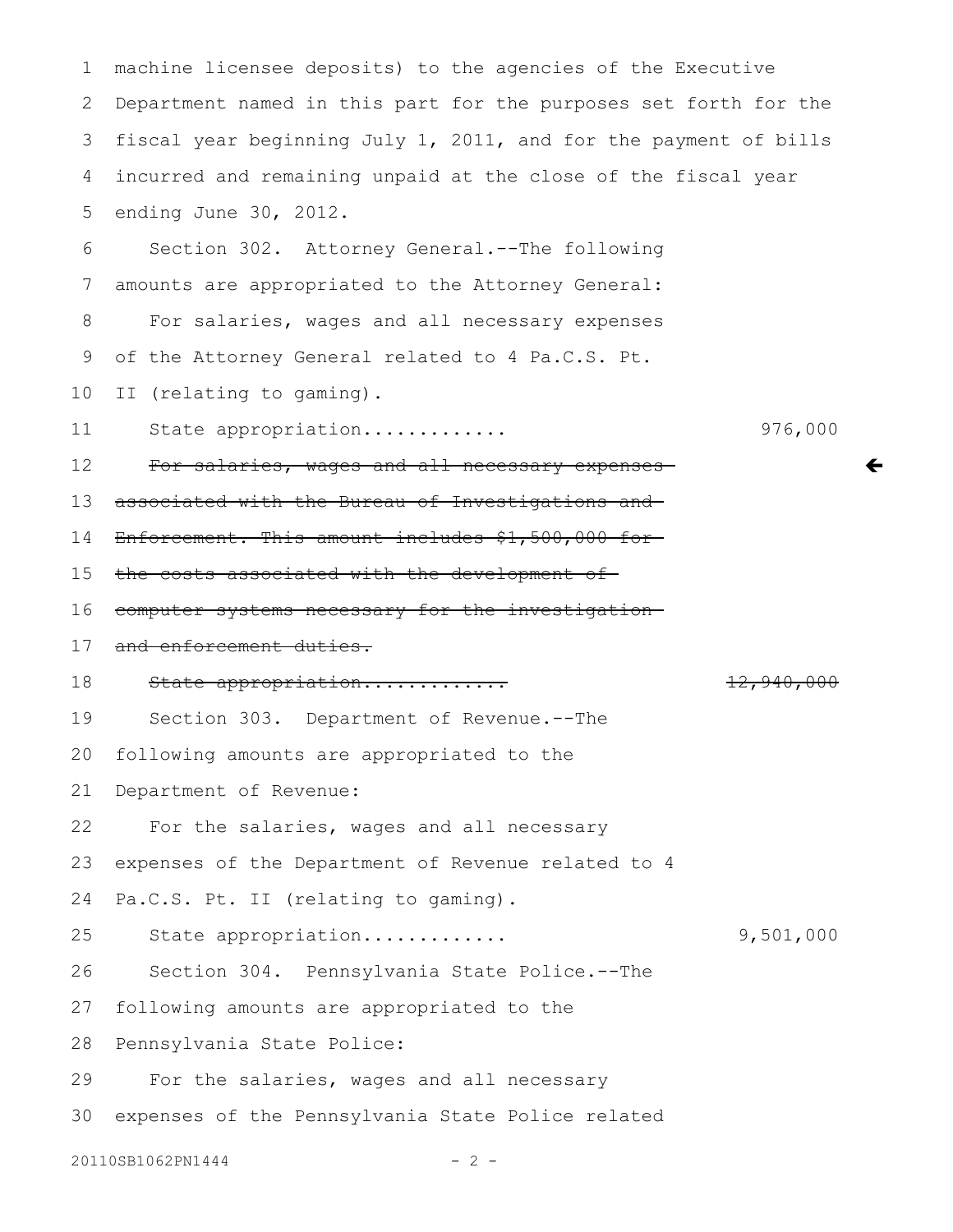machine licensee deposits) to the agencies of the Executive Department named in this part for the purposes set forth for the fiscal year beginning July 1, 2011, and for the payment of bills incurred and remaining unpaid at the close of the fiscal year ending June 30, 2012.

Section 302. Attorney General.--The following amounts are appropriated to the Attorney General:

For salaries, wages and all necessary expenses of the Attorney General related to 4 Pa.C.S. Pt. II (relating to gaming).

State appropriation............ 976,000

~~For salaries, wages and all necessary expenses associated with the Bureau of Investigations and Enforcement. This amount includes $1,500,000 for the costs associated with the development of computer systems necessary for the investigation and enforcement duties.~~

~~State appropriation............ 12,940,000~~

Section 303. Department of Revenue.--The following amounts are appropriated to the Department of Revenue:

For the salaries, wages and all necessary expenses of the Department of Revenue related to 4 Pa.C.S. Pt. II (relating to gaming).

State appropriation............ 9,501,000

Section 304. Pennsylvania State Police.--The following amounts are appropriated to the Pennsylvania State Police:

For the salaries, wages and all necessary expenses of the Pennsylvania State Police related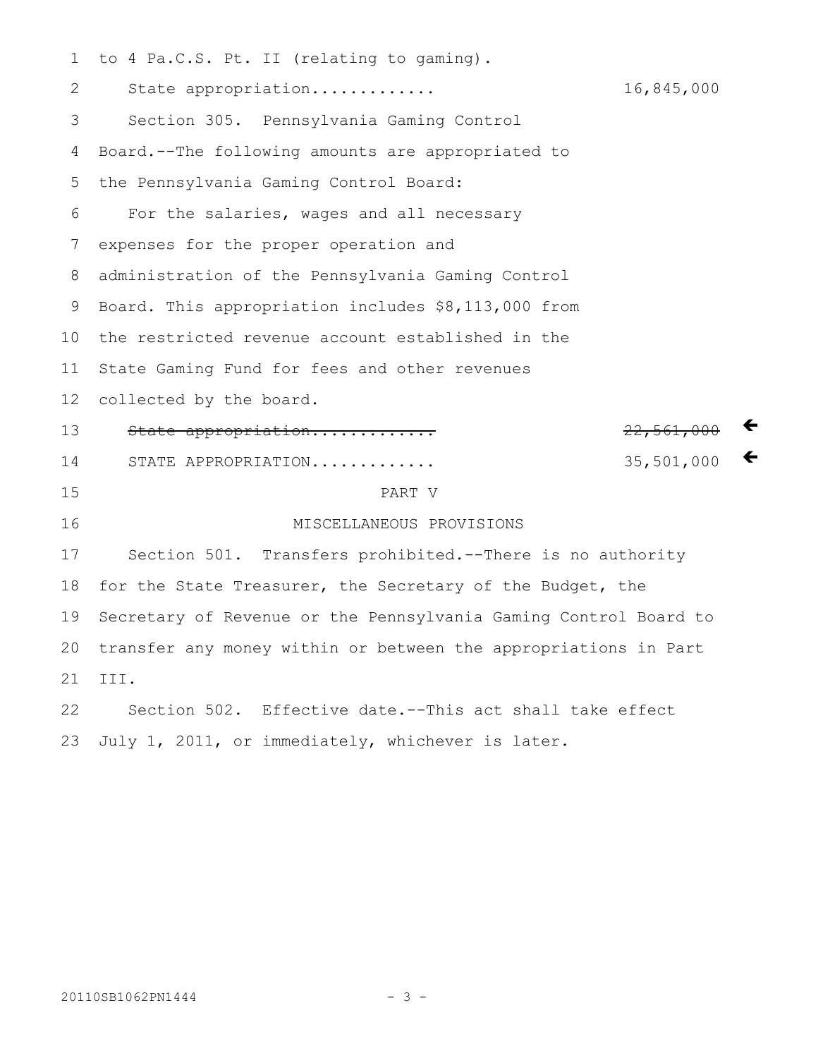to 4 Pa.C.S. Pt. II (relating to gaming).

State appropriation............ 16,845,000

Section 305. Pennsylvania Gaming Control Board.--The following amounts are appropriated to the Pennsylvania Gaming Control Board:

For the salaries, wages and all necessary expenses for the proper operation and administration of the Pennsylvania Gaming Control Board. This appropriation includes $8,113,000 from the restricted revenue account established in the State Gaming Fund for fees and other revenues collected by the board.

~~State appropriation............ 22,561,000~~

STATE APPROPRIATION............ 35,501,000

PART V

MISCELLANEOUS PROVISIONS

Section 501. Transfers prohibited.--There is no authority for the State Treasurer, the Secretary of the Budget, the Secretary of Revenue or the Pennsylvania Gaming Control Board to transfer any money within or between the appropriations in Part III.

Section 502. Effective date.--This act shall take effect July 1, 2011, or immediately, whichever is later.